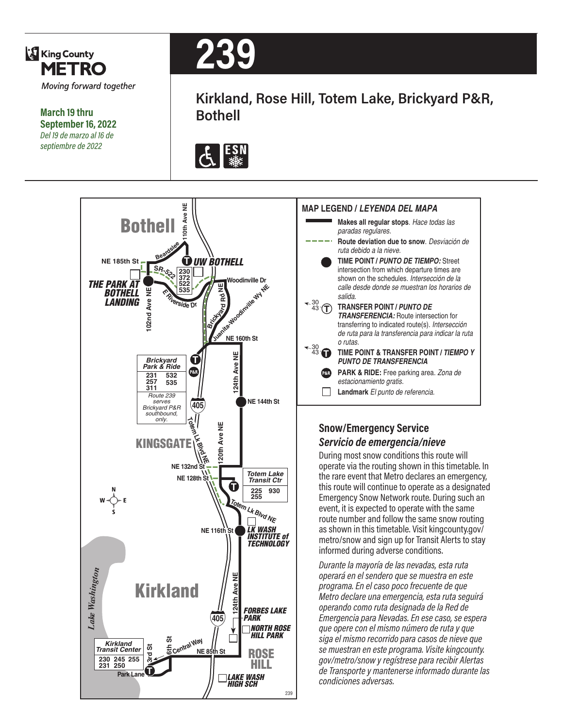King County METRO

*Moving forward together*

**March 19 thru September 16, 2022**

*Del 19 de marzo al 16 de septiembre de 2022*

# 239

## Kirkland, Rose Hill, Totem Lake, Brickyard P&R, Bothell

**MAP LEGEND / *LEYENDA DEL MAPA***

- **Makes all regular stops**. *Hace todas las paradas regulares.*
- **Route deviation due to snow**. *Desviación de ruta debido a la nieve.*
- **TIME POINT / *PUNTO DE TIEMPO:*** Street intersection from which departure times are shown on the schedules. *Intersección de la calle desde donde se muestran los horarios de salida.*
- **TRANSFER POINT / *PUNTO DE TRANSFERENCIA:*** Route intersection for transferring to indicated route(s). *Intersección de ruta para la transferencia para indicar la ruta o rutas.*
- **TIME POINT & TRANSFER POINT / *TIEMPO Y PUNTO DE TRANSFERENCIA***
- **PARK & RIDE:** Free parking area. *Zona de estacionamiento gratis.*
- **Landmark** *El punto de referencia.*

Map labels: Bothell; UW Bothell (230, 372, 522, 535); The Park at Bothell Landing; Brickyard Park & Ride (231, 257, 311, 532, 535) — Route 239 serves Brickyard P&R southbound, only; Kingsgate; Totem Lake Transit Ctr (225, 255, 930); LK Wash Institute of Technology; Kirkland; Forbes Lake Park; North Rose Hill Park; Rose Hill; Lake Wash High Sch; Kirkland Transit Center (230, 231, 245, 250, 255); Lake Washington.

Streets: 110th Ave NE, Beardslee, NE 185th St, SR-522, 102nd Ave NE, E Riverside Dr, Woodinville Dr, Brickyard Rd NE, Juanita-Woodinville Wy NE, NE 160th St, 124th Ave NE, NE 144th St, 405, Totem Lk Blvd NE, 120th Ave NE, NE 132nd St, NE 128th St, NE 116th St, Central Way, 6th St, 3rd St, Park Lane, NE 85th St.

### Snow/Emergency Service

### *Servicio de emergencia/nieve*

During most snow conditions this route will operate via the routing shown in this timetable. In the rare event that Metro declares an emergency, this route will continue to operate as a designated Emergency Snow Network route. During such an event, it is expected to operate with the same route number and follow the same snow routing as shown in this timetable. Visit kingcounty.gov/metro/snow and sign up for Transit Alerts to stay informed during adverse conditions.

*Durante la mayoría de las nevadas, esta ruta operará en el sendero que se muestra en este programa. En el caso poco frecuente de que Metro declare una emergencia, esta ruta seguirá operando como ruta designada de la Red de Emergencia para Nevadas. En ese caso, se espera que opere con el mismo número de ruta y que siga el mismo recorrido para casos de nieve que se muestran en este programa. Visite kingcounty.gov/metro/snow y regístrese para recibir Alertas de Transporte y mantenerse informado durante las condiciones adversas.*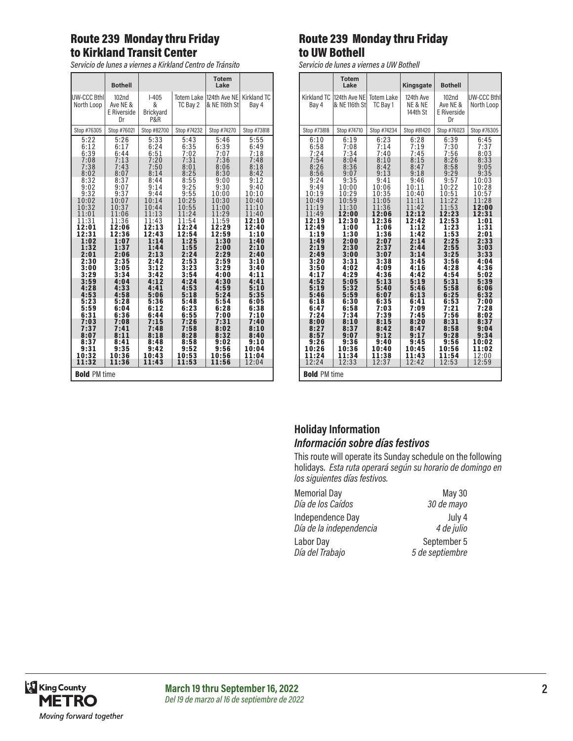## Route 239 Monday thru Friday to Kirkland Transit Center

*Servicio de lunes a viernes a Kirkland Centro de Tránsito*

| | Bothell | | | Totem Lake | |
|---|---|---|---|---|---|
| UW-CCC Bthl North Loop | 102nd Ave NE & E Riverside Dr | I-405 & Brickyard P&R | Totem Lake TC Bay 2 | 124th Ave NE & NE 116th St | Kirkland TC Bay 4 |
| Stop #76305 | Stop #76021 | Stop #82700 | Stop #74232 | Stop #74270 | Stop #73818 |
| 5:22 | 5:26 | 5:33 | 5:43 | 5:46 | 5:55 |
| 6:12 | 6:17 | 6:24 | 6:35 | 6:39 | 6:49 |
| 6:39 | 6:44 | 6:51 | 7:02 | 7:07 | 7:18 |
| 7:08 | 7:13 | 7:20 | 7:31 | 7:36 | 7:48 |
| 7:38 | 7:43 | 7:50 | 8:01 | 8:06 | 8:18 |
| 8:02 | 8:07 | 8:14 | 8:25 | 8:30 | 8:42 |
| 8:32 | 8:37 | 8:44 | 8:55 | 9:00 | 9:12 |
| 9:02 | 9:07 | 9:14 | 9:25 | 9:30 | 9:40 |
| 9:32 | 9:37 | 9:44 | 9:55 | 10:00 | 10:10 |
| 10:02 | 10:07 | 10:14 | 10:25 | 10:30 | 10:40 |
| 10:32 | 10:37 | 10:44 | 10:55 | 11:00 | 11:10 |
| 11:01 | 11:06 | 11:13 | 11:24 | 11:29 | 11:40 |
| 11:31 | 11:36 | 11:43 | 11:54 | 11:59 | **12:10** |
| **12:01** | **12:06** | **12:13** | **12:24** | **12:29** | **12:40** |
| **12:31** | **12:36** | **12:43** | **12:54** | **12:59** | **1:10** |
| **1:02** | **1:07** | **1:14** | **1:25** | **1:30** | **1:40** |
| **1:32** | **1:37** | **1:44** | **1:55** | **2:00** | **2:10** |
| **2:01** | **2:06** | **2:13** | **2:24** | **2:29** | **2:40** |
| **2:30** | **2:35** | **2:42** | **2:53** | **2:59** | **3:10** |
| **3:00** | **3:05** | **3:12** | **3:23** | **3:29** | **3:40** |
| **3:29** | **3:34** | **3:42** | **3:54** | **4:00** | **4:11** |
| **3:59** | **4:04** | **4:12** | **4:24** | **4:30** | **4:41** |
| **4:28** | **4:33** | **4:41** | **4:53** | **4:59** | **5:10** |
| **4:53** | **4:58** | **5:06** | **5:18** | **5:24** | **5:35** |
| **5:23** | **5:28** | **5:36** | **5:48** | **5:54** | **6:05** |
| **5:59** | **6:04** | **6:12** | **6:23** | **6:28** | **6:38** |
| **6:31** | **6:36** | **6:44** | **6:55** | **7:00** | **7:10** |
| **7:03** | **7:08** | **7:15** | **7:26** | **7:31** | **7:40** |
| **7:37** | **7:41** | **7:48** | **7:58** | **8:02** | **8:10** |
| **8:07** | **8:11** | **8:18** | **8:28** | **8:32** | **8:40** |
| **8:37** | **8:41** | **8:48** | **8:58** | **9:02** | **9:10** |
| **9:31** | **9:35** | **9:42** | **9:52** | **9:56** | **10:04** |
| **10:32** | **10:36** | **10:43** | **10:53** | **10:56** | **11:04** |
| **11:32** | **11:36** | **11:43** | **11:53** | **11:56** | 12:04 |

**Bold** PM time

## Route 239 Monday thru Friday to UW Bothell

*Servicio de lunes a viernes a UW Bothell*

| | Totem Lake | | Kingsgate | Bothell | |
|---|---|---|---|---|---|
| Kirkland TC Bay 4 | 124th Ave NE & NE 116th St | Totem Lake TC Bay 1 | 124th Ave NE & NE 144th St | 102nd Ave NE & E Riverside Dr | UW-CCC Bthl North Loop |
| Stop #73818 | Stop #74710 | Stop #74234 | Stop #81420 | Stop #76023 | Stop #76305 |
| 6:10 | 6:19 | 6:23 | 6:28 | 6:39 | 6:45 |
| 6:58 | 7:08 | 7:14 | 7:19 | 7:30 | 7:37 |
| 7:24 | 7:34 | 7:40 | 7:45 | 7:56 | 8:03 |
| 7:54 | 8:04 | 8:10 | 8:15 | 8:26 | 8:33 |
| 8:26 | 8:36 | 8:42 | 8:47 | 8:58 | 9:05 |
| 8:56 | 9:07 | 9:13 | 9:18 | 9:29 | 9:35 |
| 9:24 | 9:35 | 9:41 | 9:46 | 9:57 | 10:03 |
| 9:49 | 10:00 | 10:06 | 10:11 | 10:22 | 10:28 |
| 10:19 | 10:29 | 10:35 | 10:40 | 10:51 | 10:57 |
| 10:49 | 10:59 | 11:05 | 11:11 | 11:22 | 11:28 |
| 11:19 | 11:30 | 11:36 | 11:42 | 11:53 | **12:00** |
| 11:49 | **12:00** | **12:06** | **12:12** | **12:23** | **12:31** |
| **12:19** | **12:30** | **12:36** | **12:42** | **12:53** | **1:01** |
| **12:49** | **1:00** | **1:06** | **1:12** | **1:23** | **1:31** |
| **1:19** | **1:30** | **1:36** | **1:42** | **1:53** | **2:01** |
| **1:49** | **2:00** | **2:07** | **2:14** | **2:25** | **2:33** |
| **2:19** | **2:30** | **2:37** | **2:44** | **2:55** | **3:03** |
| **2:49** | **3:00** | **3:07** | **3:14** | **3:25** | **3:33** |
| **3:20** | **3:31** | **3:38** | **3:45** | **3:56** | **4:04** |
| **3:50** | **4:02** | **4:09** | **4:16** | **4:28** | **4:36** |
| **4:17** | **4:29** | **4:36** | **4:42** | **4:54** | **5:02** |
| **4:52** | **5:05** | **5:13** | **5:19** | **5:31** | **5:39** |
| **5:19** | **5:32** | **5:40** | **5:46** | **5:58** | **6:06** |
| **5:46** | **5:59** | **6:07** | **6:13** | **6:25** | **6:32** |
| **6:18** | **6:30** | **6:35** | **6:41** | **6:53** | **7:00** |
| **6:47** | **6:58** | **7:03** | **7:09** | **7:21** | **7:28** |
| **7:24** | **7:34** | **7:39** | **7:45** | **7:56** | **8:02** |
| **8:00** | **8:10** | **8:15** | **8:20** | **8:31** | **8:37** |
| **8:27** | **8:37** | **8:42** | **8:47** | **8:58** | **9:04** |
| **8:57** | **9:07** | **9:12** | **9:17** | **9:28** | **9:34** |
| **9:26** | **9:36** | **9:40** | **9:45** | **9:56** | **10:02** |
| **10:26** | **10:36** | **10:40** | **10:45** | **10:56** | **11:02** |
| **11:24** | **11:34** | **11:38** | **11:43** | **11:54** | 12:00 |
| 12:24 | 12:33 | 12:37 | 12:42 | 12:53 | 12:59 |

**Bold** PM time

### Holiday Information
### *Información sobre días festivos*

This route will operate its Sunday schedule on the following holidays. *Esta ruta operará según su horario de domingo en los siguientes días festivos.*

| | |
|---|---|
| Memorial Day *Día de los Caídos* | May 30 *30 de mayo* |
| Independence Day *Día de la independencia* | July 4 *4 de julio* |
| Labor Day *Día del Trabajo* | September 5 *5 de septiembre* |

**March 19 thru September 16, 2022**
*Del 19 de marzo al 16 de septiembre de 2022*

King County METRO
*Moving forward together*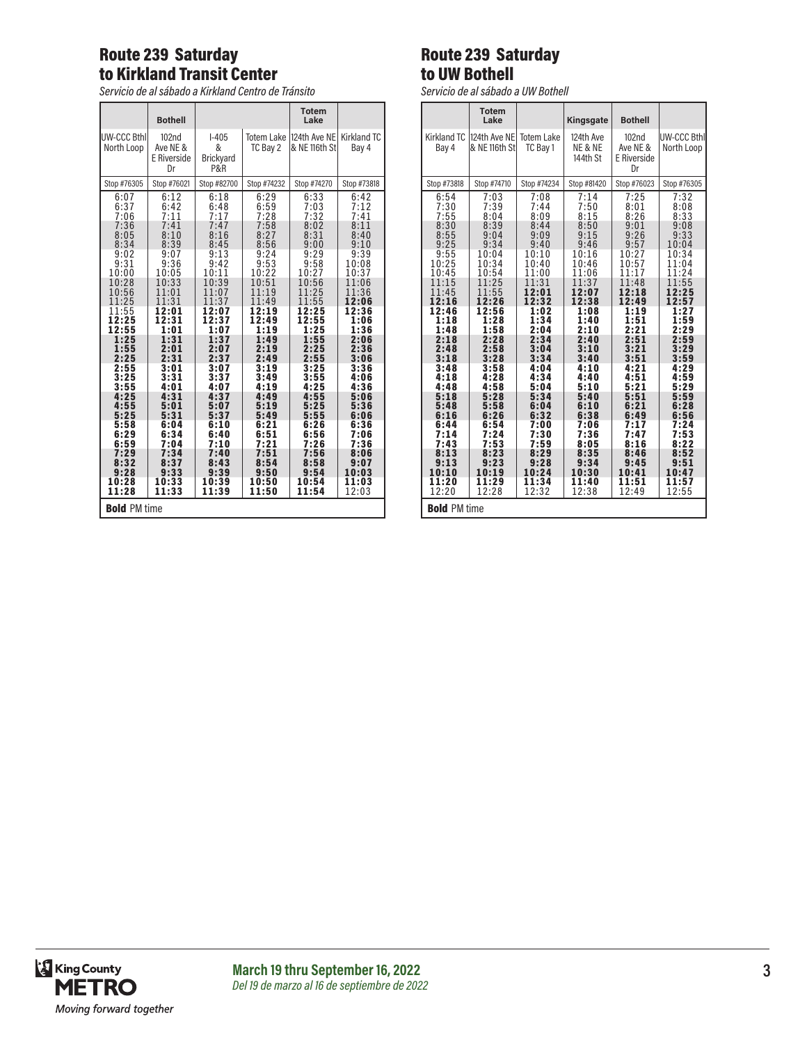## Route 239 Saturday to Kirkland Transit Center

*Servicio de al sábado a Kirkland Centro de Tránsito*

| | Bothell | | | Totem Lake | |
|---|---|---|---|---|---|
| UW-CCC Bthl North Loop | 102nd Ave NE & E Riverside Dr | I-405 & Brickyard P&R | Totem Lake TC Bay 2 | 124th Ave NE & NE 116th St | Kirkland TC Bay 4 |
| Stop #76305 | Stop #76021 | Stop #82700 | Stop #74232 | Stop #74270 | Stop #73818 |
| 6:07 | 6:12 | 6:18 | 6:29 | 6:33 | 6:42 |
| 6:37 | 6:42 | 6:48 | 6:59 | 7:03 | 7:12 |
| 7:06 | 7:11 | 7:17 | 7:28 | 7:32 | 7:41 |
| 7:36 | 7:41 | 7:47 | 7:58 | 8:02 | 8:11 |
| 8:05 | 8:10 | 8:16 | 8:27 | 8:31 | 8:40 |
| 8:34 | 8:39 | 8:45 | 8:56 | 9:00 | 9:10 |
| 9:02 | 9:07 | 9:13 | 9:24 | 9:29 | 9:39 |
| 9:31 | 9:36 | 9:42 | 9:53 | 9:58 | 10:08 |
| 10:00 | 10:05 | 10:11 | 10:22 | 10:27 | 10:37 |
| 10:28 | 10:33 | 10:39 | 10:51 | 10:56 | 11:06 |
| 10:56 | 11:01 | 11:07 | 11:19 | 11:25 | 11:36 |
| 11:25 | 11:31 | 11:37 | 11:49 | 11:55 | **12:06** |
| 11:55 | **12:01** | **12:07** | **12:19** | **12:25** | **12:36** |
| **12:25** | **12:31** | **12:37** | **12:49** | **12:55** | **1:06** |
| **12:55** | **1:01** | **1:07** | **1:19** | **1:25** | **1:36** |
| **1:25** | **1:31** | **1:37** | **1:49** | **1:55** | **2:06** |
| **1:55** | **2:01** | **2:07** | **2:19** | **2:25** | **2:36** |
| **2:25** | **2:31** | **2:37** | **2:49** | **2:55** | **3:06** |
| **2:55** | **3:01** | **3:07** | **3:19** | **3:25** | **3:36** |
| **3:25** | **3:31** | **3:37** | **3:49** | **3:55** | **4:06** |
| **3:55** | **4:01** | **4:07** | **4:19** | **4:25** | **4:36** |
| **4:25** | **4:31** | **4:37** | **4:49** | **4:55** | **5:06** |
| **4:55** | **5:01** | **5:07** | **5:19** | **5:25** | **5:36** |
| **5:25** | **5:31** | **5:37** | **5:49** | **5:55** | **6:06** |
| **5:58** | **6:04** | **6:10** | **6:21** | **6:26** | **6:36** |
| **6:29** | **6:34** | **6:40** | **6:51** | **6:56** | **7:06** |
| **6:59** | **7:04** | **7:10** | **7:21** | **7:26** | **7:36** |
| **7:29** | **7:34** | **7:40** | **7:51** | **7:56** | **8:06** |
| **8:32** | **8:37** | **8:43** | **8:54** | **8:58** | **9:07** |
| **9:28** | **9:33** | **9:39** | **9:50** | **9:54** | **10:03** |
| **10:28** | **10:33** | **10:39** | **10:50** | **10:54** | **11:03** |
| **11:28** | **11:33** | **11:39** | **11:50** | **11:54** | 12:03 |

**Bold** PM time

## Route 239 Saturday to UW Bothell

*Servicio de al sábado a UW Bothell*

| | Totem Lake | | Kingsgate | Bothell | |
|---|---|---|---|---|---|
| Kirkland TC Bay 4 | 124th Ave NE & NE 116th St | Totem Lake TC Bay 1 | 124th Ave NE & NE 144th St | 102nd Ave NE & E Riverside Dr | UW-CCC Bthl North Loop |
| Stop #73818 | Stop #74710 | Stop #74234 | Stop #81420 | Stop #76023 | Stop #76305 |
| 6:54 | 7:03 | 7:08 | 7:14 | 7:25 | 7:32 |
| 7:30 | 7:39 | 7:44 | 7:50 | 8:01 | 8:08 |
| 7:55 | 8:04 | 8:09 | 8:15 | 8:26 | 8:33 |
| 8:30 | 8:39 | 8:44 | 8:50 | 9:01 | 9:08 |
| 8:55 | 9:04 | 9:09 | 9:15 | 9:26 | 9:33 |
| 9:25 | 9:34 | 9:40 | 9:46 | 9:57 | 10:04 |
| 9:55 | 10:04 | 10:10 | 10:16 | 10:27 | 10:34 |
| 10:25 | 10:34 | 10:40 | 10:46 | 10:57 | 11:04 |
| 10:45 | 10:54 | 11:00 | 11:06 | 11:17 | 11:24 |
| 11:15 | 11:25 | 11:31 | 11:37 | 11:48 | 11:55 |
| 11:45 | 11:55 | **12:01** | **12:07** | **12:18** | **12:25** |
| **12:16** | **12:26** | **12:32** | **12:38** | **12:49** | **12:57** |
| **12:46** | **12:56** | **1:02** | **1:08** | **1:19** | **1:27** |
| **1:18** | **1:28** | **1:34** | **1:40** | **1:51** | **1:59** |
| **1:48** | **1:58** | **2:04** | **2:10** | **2:21** | **2:29** |
| **2:18** | **2:28** | **2:34** | **2:40** | **2:51** | **2:59** |
| **2:48** | **2:58** | **3:04** | **3:10** | **3:21** | **3:29** |
| **3:18** | **3:28** | **3:34** | **3:40** | **3:51** | **3:59** |
| **3:48** | **3:58** | **4:04** | **4:10** | **4:21** | **4:29** |
| **4:18** | **4:28** | **4:34** | **4:40** | **4:51** | **4:59** |
| **4:48** | **4:58** | **5:04** | **5:10** | **5:21** | **5:29** |
| **5:18** | **5:28** | **5:34** | **5:40** | **5:51** | **5:59** |
| **5:48** | **5:58** | **6:04** | **6:10** | **6:21** | **6:28** |
| **6:16** | **6:26** | **6:32** | **6:38** | **6:49** | **6:56** |
| **6:44** | **6:54** | **7:00** | **7:06** | **7:17** | **7:24** |
| **7:14** | **7:24** | **7:30** | **7:36** | **7:47** | **7:53** |
| **7:43** | **7:53** | **7:59** | **8:05** | **8:16** | **8:22** |
| **8:13** | **8:23** | **8:29** | **8:35** | **8:46** | **8:52** |
| **9:13** | **9:23** | **9:28** | **9:34** | **9:45** | **9:51** |
| **10:10** | **10:19** | **10:24** | **10:30** | **10:41** | **10:47** |
| **11:20** | **11:29** | **11:34** | **11:40** | **11:51** | **11:57** |
| 12:20 | 12:28 | 12:32 | 12:38 | 12:49 | 12:55 |

**Bold** PM time

**March 19 thru September 16, 2022**

*Del 19 de marzo al 16 de septiembre de 2022*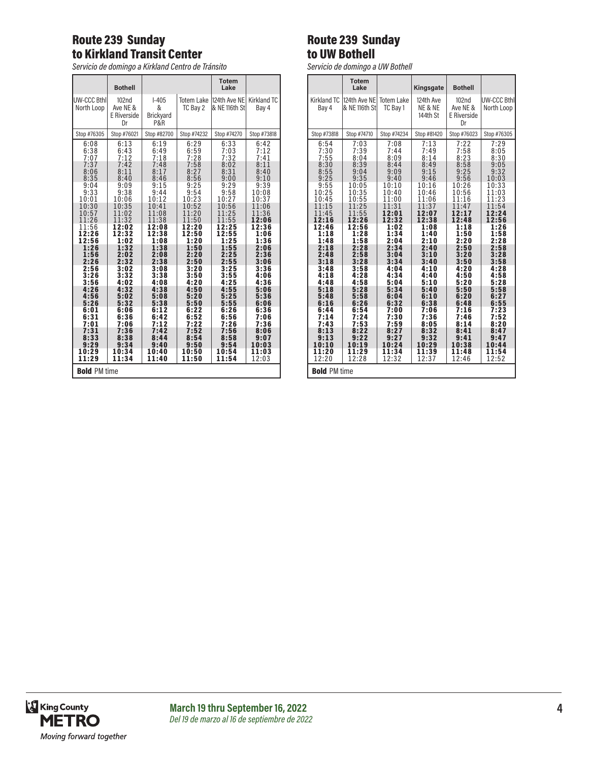## Route 239 Sunday to Kirkland Transit Center

*Servicio de domingo a Kirkland Centro de Tránsito*

| | Bothell | | | Totem Lake | |
|---|---|---|---|---|---|
| UW-CCC Bthl North Loop | 102nd Ave NE & E Riverside Dr | I-405 & Brickyard P&R | Totem Lake TC Bay 2 | 124th Ave NE & NE 116th St | Kirkland TC Bay 4 |
| Stop #76305 | Stop #76021 | Stop #82700 | Stop #74232 | Stop #74270 | Stop #73818 |
| 6:08 | 6:13 | 6:19 | 6:29 | 6:33 | 6:42 |
| 6:38 | 6:43 | 6:49 | 6:59 | 7:03 | 7:12 |
| 7:07 | 7:12 | 7:18 | 7:28 | 7:32 | 7:41 |
| 7:37 | 7:42 | 7:48 | 7:58 | 8:02 | 8:11 |
| 8:06 | 8:11 | 8:17 | 8:27 | 8:31 | 8:40 |
| 8:35 | 8:40 | 8:46 | 8:56 | 9:00 | 9:10 |
| 9:04 | 9:09 | 9:15 | 9:25 | 9:29 | 9:39 |
| 9:33 | 9:38 | 9:44 | 9:54 | 9:58 | 10:08 |
| 10:01 | 10:06 | 10:12 | 10:23 | 10:27 | 10:37 |
| 10:30 | 10:35 | 10:41 | 10:52 | 10:56 | 11:06 |
| 10:57 | 11:02 | 11:08 | 11:20 | 11:25 | 11:36 |
| 11:26 | 11:32 | 11:38 | 11:50 | 11:55 | **12:06** |
| 11:56 | **12:02** | **12:08** | **12:20** | **12:25** | **12:36** |
| **12:26** | **12:32** | **12:38** | **12:50** | **12:55** | **1:06** |
| **12:56** | **1:02** | **1:08** | **1:20** | **1:25** | **1:36** |
| **1:26** | **1:32** | **1:38** | **1:50** | **1:55** | **2:06** |
| **1:56** | **2:02** | **2:08** | **2:20** | **2:25** | **2:36** |
| **2:26** | **2:32** | **2:38** | **2:50** | **2:55** | **3:06** |
| **2:56** | **3:02** | **3:08** | **3:20** | **3:25** | **3:36** |
| **3:26** | **3:32** | **3:38** | **3:50** | **3:55** | **4:06** |
| **3:56** | **4:02** | **4:08** | **4:20** | **4:25** | **4:36** |
| **4:26** | **4:32** | **4:38** | **4:50** | **4:55** | **5:06** |
| **4:56** | **5:02** | **5:08** | **5:20** | **5:25** | **5:36** |
| **5:26** | **5:32** | **5:38** | **5:50** | **5:55** | **6:06** |
| **6:01** | **6:06** | **6:12** | **6:22** | **6:26** | **6:36** |
| **6:31** | **6:36** | **6:42** | **6:52** | **6:56** | **7:06** |
| **7:01** | **7:06** | **7:12** | **7:22** | **7:26** | **7:36** |
| **7:31** | **7:36** | **7:42** | **7:52** | **7:56** | **8:06** |
| **8:33** | **8:38** | **8:44** | **8:54** | **8:58** | **9:07** |
| **9:29** | **9:34** | **9:40** | **9:50** | **9:54** | **10:03** |
| **10:29** | **10:34** | **10:40** | **10:50** | **10:54** | **11:03** |
| **11:29** | **11:34** | **11:40** | **11:50** | **11:54** | 12:03 |

**Bold** PM time

## Route 239 Sunday to UW Bothell

*Servicio de domingo a UW Bothell*

| | Totem Lake | | Kingsgate | Bothell | |
|---|---|---|---|---|---|
| Kirkland TC Bay 4 | 124th Ave NE & NE 116th St | Totem Lake TC Bay 1 | 124th Ave NE & NE 144th St | 102nd Ave NE & E Riverside Dr | UW-CCC Bthl North Loop |
| Stop #73818 | Stop #74710 | Stop #74234 | Stop #81420 | Stop #76023 | Stop #76305 |
| 6:54 | 7:03 | 7:08 | 7:13 | 7:22 | 7:29 |
| 7:30 | 7:39 | 7:44 | 7:49 | 7:58 | 8:05 |
| 7:55 | 8:04 | 8:09 | 8:14 | 8:23 | 8:30 |
| 8:30 | 8:39 | 8:44 | 8:49 | 8:58 | 9:05 |
| 8:55 | 9:04 | 9:09 | 9:15 | 9:25 | 9:32 |
| 9:25 | 9:35 | 9:40 | 9:46 | 9:56 | 10:03 |
| 9:55 | 10:05 | 10:10 | 10:16 | 10:26 | 10:33 |
| 10:25 | 10:35 | 10:40 | 10:46 | 10:56 | 11:03 |
| 10:45 | 10:55 | 11:00 | 11:06 | 11:16 | 11:23 |
| 11:15 | 11:25 | 11:31 | 11:37 | 11:47 | 11:54 |
| 11:45 | 11:55 | **12:01** | **12:07** | **12:17** | **12:24** |
| **12:16** | **12:26** | **12:32** | **12:38** | **12:48** | **12:56** |
| **12:46** | **12:56** | **1:02** | **1:08** | **1:18** | **1:26** |
| **1:18** | **1:28** | **1:34** | **1:40** | **1:50** | **1:58** |
| **1:48** | **1:58** | **2:04** | **2:10** | **2:20** | **2:28** |
| **2:18** | **2:28** | **2:34** | **2:40** | **2:50** | **2:58** |
| **2:48** | **2:58** | **3:04** | **3:10** | **3:20** | **3:28** |
| **3:18** | **3:28** | **3:34** | **3:40** | **3:50** | **3:58** |
| **3:48** | **3:58** | **4:04** | **4:10** | **4:20** | **4:28** |
| **4:18** | **4:28** | **4:34** | **4:40** | **4:50** | **4:58** |
| **4:48** | **4:58** | **5:04** | **5:10** | **5:20** | **5:28** |
| **5:18** | **5:28** | **5:34** | **5:40** | **5:50** | **5:58** |
| **5:48** | **5:58** | **6:04** | **6:10** | **6:20** | **6:27** |
| **6:16** | **6:26** | **6:32** | **6:38** | **6:48** | **6:55** |
| **6:44** | **6:54** | **7:00** | **7:06** | **7:16** | **7:23** |
| **7:14** | **7:24** | **7:30** | **7:36** | **7:46** | **7:52** |
| **7:43** | **7:53** | **7:59** | **8:05** | **8:14** | **8:20** |
| **8:13** | **8:22** | **8:27** | **8:32** | **8:41** | **8:47** |
| **9:13** | **9:22** | **9:27** | **9:32** | **9:41** | **9:47** |
| **10:10** | **10:19** | **10:24** | **10:29** | **10:38** | **10:44** |
| **11:20** | **11:29** | **11:34** | **11:39** | **11:48** | **11:54** |
| 12:20 | 12:28 | 12:32 | 12:37 | 12:46 | 12:52 |

**Bold** PM time

King County METRO
*Moving forward together*

**March 19 thru September 16, 2022**
*Del 19 de marzo al 16 de septiembre de 2022*